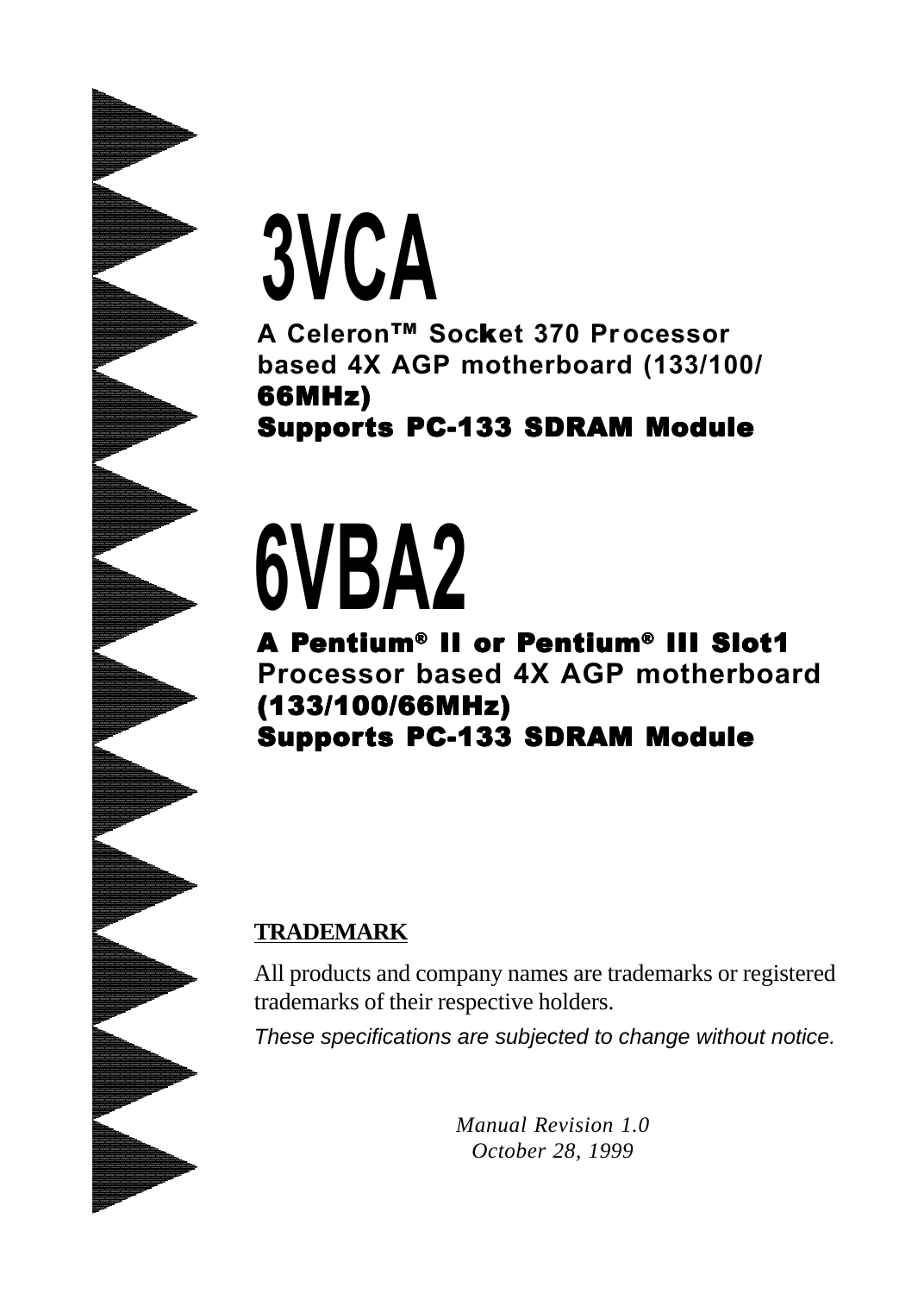# 3VCA

**A Celeron™ Socket 370 Processor based 4X AGP motherboard (133/100/ 66MHz)**

**Supports PC-133 SDRAM Module**

# 6VBA2

**A Pentium® II or Pentium® III Slot1 Processor based 4X AGP motherboard (133/100/66MHz)**

**Supports PC-133 SDRAM Module**

**TRADEMARK**

All products and company names are trademarks or registered trademarks of their respective holders.

*These specifications are subjected to change without notice.*

*Manual Revision 1.0*
*October 28, 1999*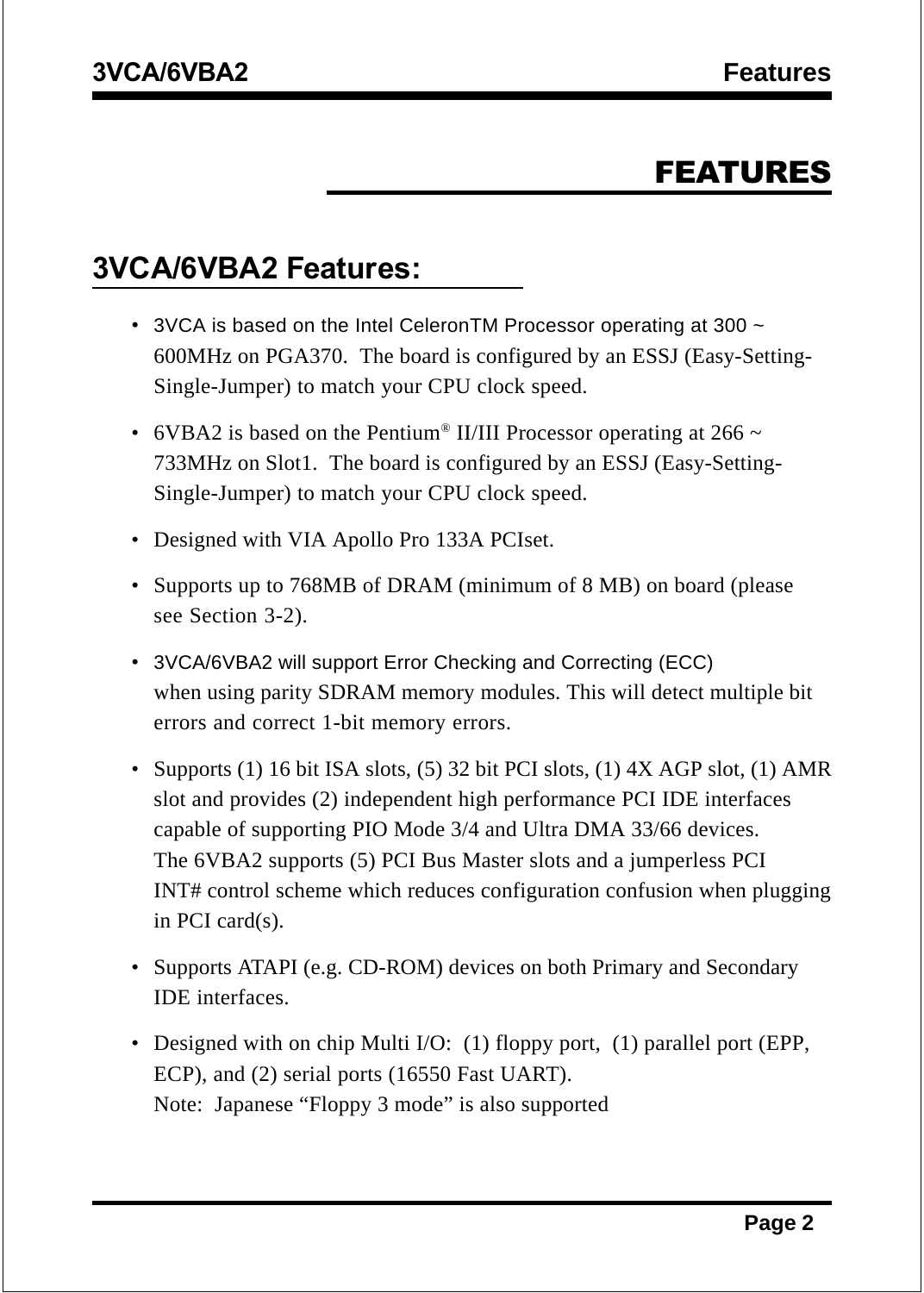# FEATURES

## 3VCA/6VBA2 Features:

- 3VCA is based on the Intel CeleronTM Processor operating at 300 ~ 600MHz on PGA370. The board is configured by an ESSJ (Easy-Setting-Single-Jumper) to match your CPU clock speed.
- 6VBA2 is based on the Pentium® II/III Processor operating at 266 ~ 733MHz on Slot1. The board is configured by an ESSJ (Easy-Setting-Single-Jumper) to match your CPU clock speed.
- Designed with VIA Apollo Pro 133A PCIset.
- Supports up to 768MB of DRAM (minimum of 8 MB) on board (please see Section 3-2).
- 3VCA/6VBA2 will support Error Checking and Correcting (ECC) when using parity SDRAM memory modules. This will detect multiple bit errors and correct 1-bit memory errors.
- Supports (1) 16 bit ISA slots, (5) 32 bit PCI slots, (1) 4X AGP slot, (1) AMR slot and provides (2) independent high performance PCI IDE interfaces capable of supporting PIO Mode 3/4 and Ultra DMA 33/66 devices. The 6VBA2 supports (5) PCI Bus Master slots and a jumperless PCI INT# control scheme which reduces configuration confusion when plugging in PCI card(s).
- Supports ATAPI (e.g. CD-ROM) devices on both Primary and Secondary IDE interfaces.
- Designed with on chip Multi I/O: (1) floppy port, (1) parallel port (EPP, ECP), and (2) serial ports (16550 Fast UART).
  Note: Japanese "Floppy 3 mode" is also supported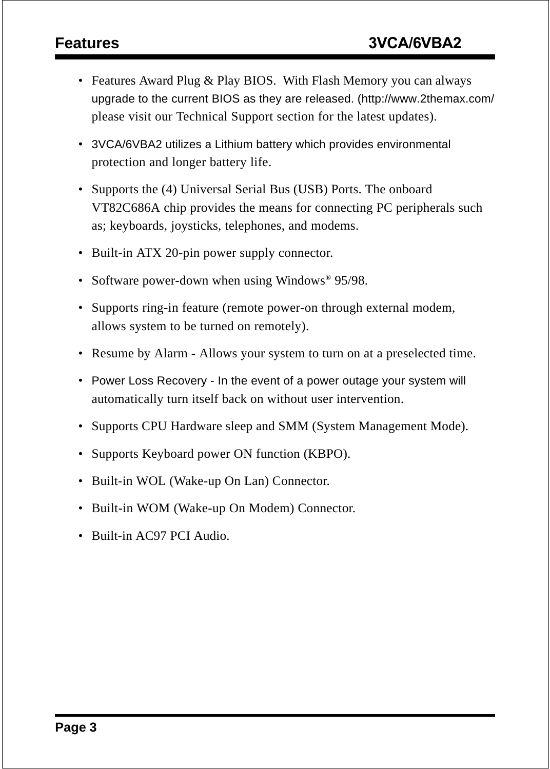- Features Award Plug & Play BIOS. With Flash Memory you can always upgrade to the current BIOS as they are released. (http://www.2themax.com/ please visit our Technical Support section for the latest updates).
- 3VCA/6VBA2 utilizes a Lithium battery which provides environmental protection and longer battery life.
- Supports the (4) Universal Serial Bus (USB) Ports. The onboard VT82C686A chip provides the means for connecting PC peripherals such as; keyboards, joysticks, telephones, and modems.
- Built-in ATX 20-pin power supply connector.
- Software power-down when using Windows® 95/98.
- Supports ring-in feature (remote power-on through external modem, allows system to be turned on remotely).
- Resume by Alarm - Allows your system to turn on at a preselected time.
- Power Loss Recovery - In the event of a power outage your system will automatically turn itself back on without user intervention.
- Supports CPU Hardware sleep and SMM (System Management Mode).
- Supports Keyboard power ON function (KBPO).
- Built-in WOL (Wake-up On Lan) Connector.
- Built-in WOM (Wake-up On Modem) Connector.
- Built-in AC97 PCI Audio.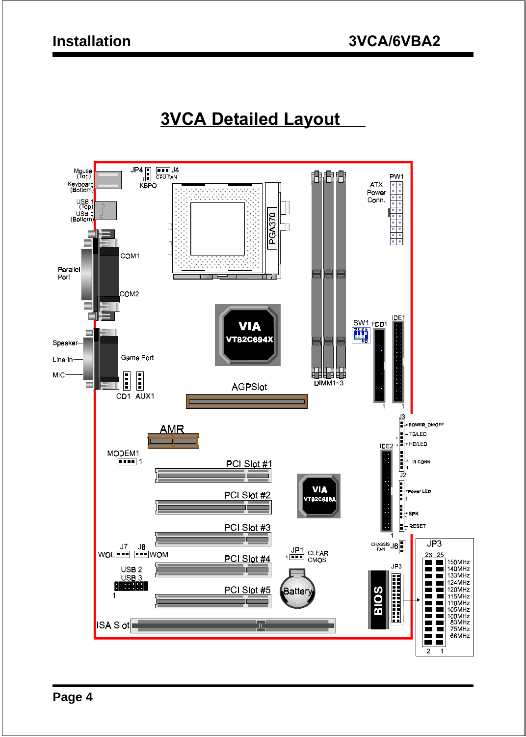# 3VCA Detailed Layout

Mouse (Top)
Keyboard (Bottom)
USB 1 (Top)
USB 0 (Bottom)
JP4
J4
CPU FAN
KBPO
PGA370
PW1
ATX Power Conn.
COM1
Parallel Port
COM2
VIA VT82C694X
SW1
FDD1
IDE1
Speaker
Line-In
MIC
Game Port
CD1
AUX1
AGPSlot
DIMM1~3
J3
POWER_ON/OFF
TB/LED
HD/LED
IR CONN.
AMR
IDE2
MODEM1
PCI Slot #1
J2
Power LED
VIA VT82C686A
PCI Slot #2
SPK
RESET
PCI Slot #3
CHASSIS FAN
J6
J7
J8
WOL
WOM
JP1
CLEAR CMOS
PCI Slot #4
JP3
USB 2
USB 3
Battery
BIOS
PCI Slot #5
ISA Slot

| JP3 |
|---|
| 150MHz |
| 140MHz |
| 133MHz |
| 124MHz |
| 120MHz |
| 115MHz |
| 110MHz |
| 105MHz |
| 100MHz |
| 83MHz |
| 75MHz |
| 66MHz |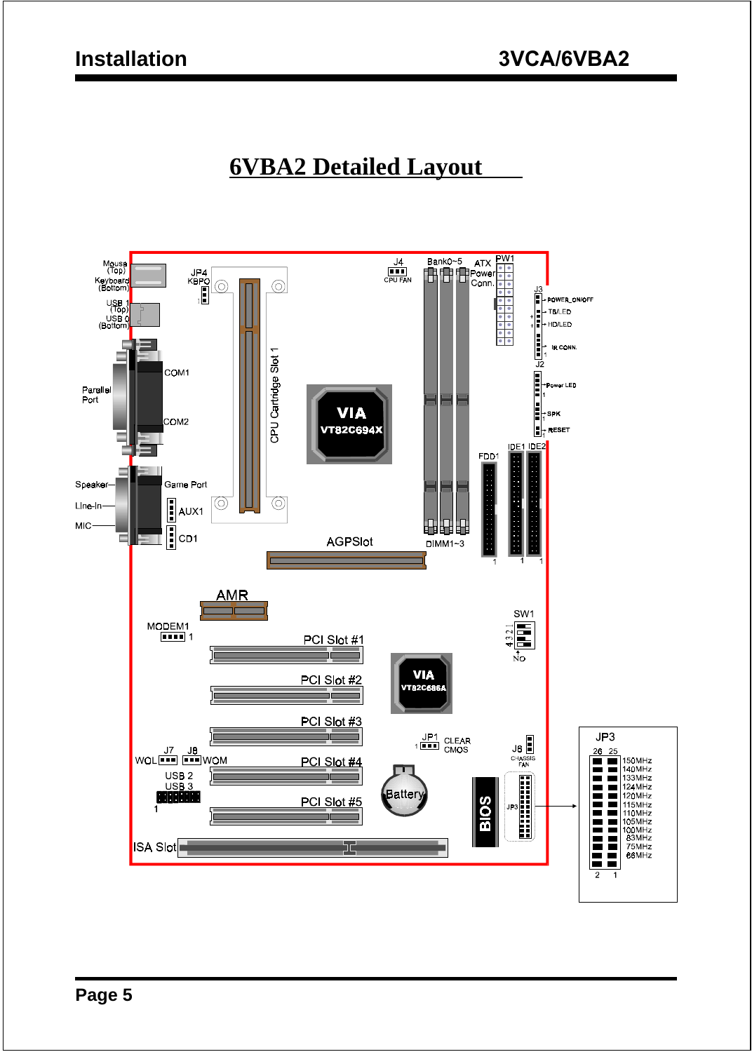# 6VBA2 Detailed Layout

Mouse (Top)
Keyboard (Bottom)
USB 1 (Top)
USB 0 (Bottom)
Parallel Port
COM1
COM2
Speaker
Line-In
MIC
Game Port
AUX1
CD1
JP4 KBPO
CPU Cartridge Slot 1
J4 CPU FAN
VIA VT82C694X
Bank0~5
ATX Power Conn.
PW1
J3
POWER_ON/OFF
TB/LED
HD/LED
IR CONN.
J2
Power LED
SPK
RESET
FDD1
IDE1
IDE2
DIMM1~3
AGPSlot
AMR
MODEM1
PCI Slot #1
PCI Slot #2
PCI Slot #3
PCI Slot #4
PCI Slot #5
VIA VT82C686A
SW1
4 3 2 1
ON
JP1 CLEAR CMOS
J6 CHASSIS FAN
WOL J7
J8 WOM
USB 2
USB 3
Battery
BIOS
JP3
ISA Slot

| JP3 |
| --- |
| 150MHz |
| 140MHz |
| 133MHz |
| 124MHz |
| 120MHz |
| 115MHz |
| 110MHz |
| 105MHz |
| 100MHz |
| 83MHz |
| 75MHz |
| 66MHz |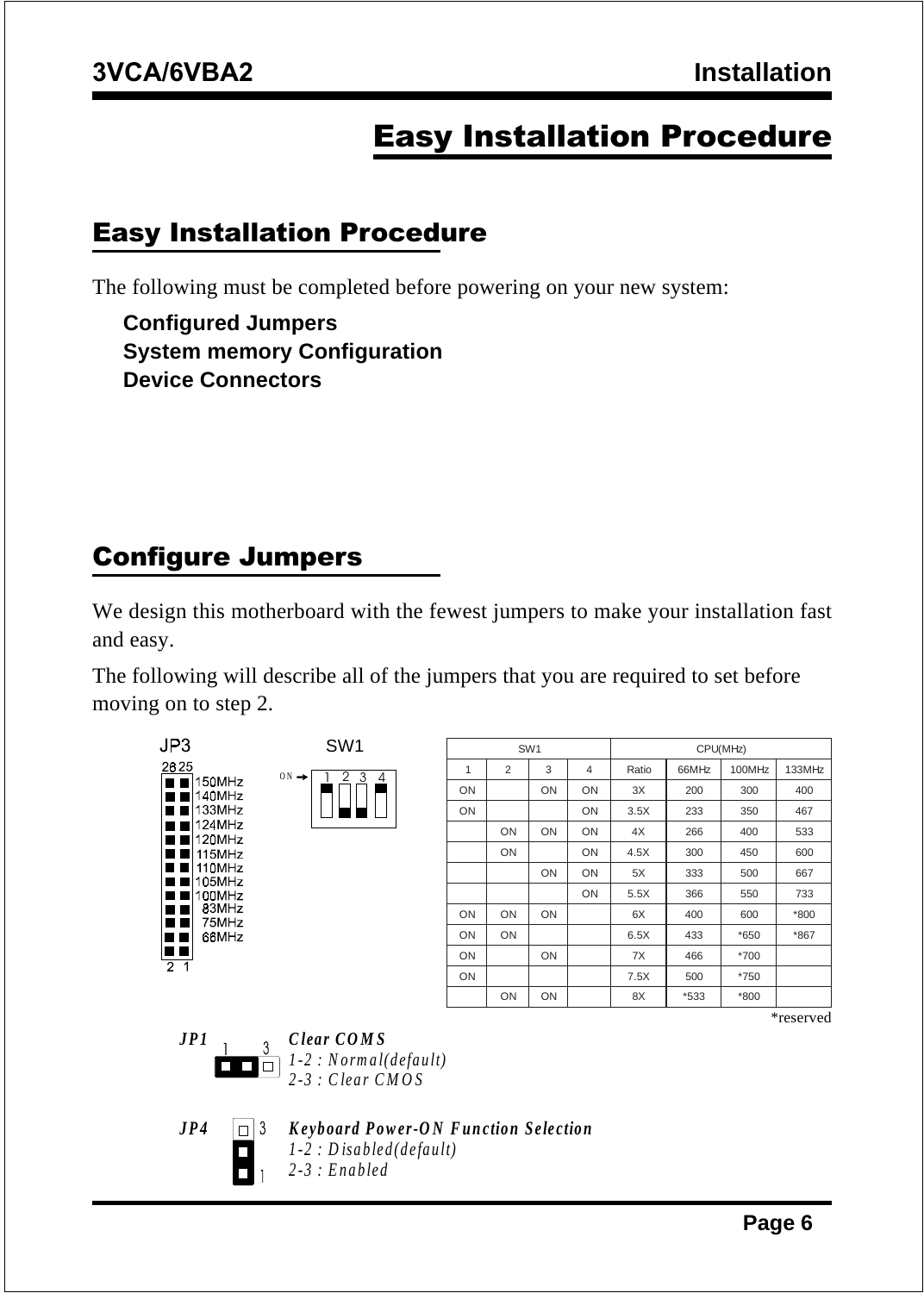# Easy Installation Procedure

## Easy Installation Procedure

The following must be completed before powering on your new system:

**Configured Jumpers**
**System memory Configuration**
**Device Connectors**

## Configure Jumpers

We design this motherboard with the fewest jumpers to make your installation fast and easy.

The following will describe all of the jumpers that you are required to set before moving on to step 2.

JP3

| Pins | Setting |
|---|---|
| 28 25 | 150MHz |
| | 140MHz |
| | 133MHz |
| | 124MHz |
| | 120MHz |
| | 115MHz |
| | 110MHz |
| | 105MHz |
| | 100MHz |
| | 83MHz |
| | 75MHz |
| | 66MHz |
| 2 1 | |

SW1

| SW1 | | | | CPU(MHz) | | | |
|---|---|---|---|---|---|---|---|
| 1 | 2 | 3 | 4 | Ratio | 66MHz | 100MHz | 133MHz |
| ON | | ON | ON | 3X | 200 | 300 | 400 |
| ON | | | ON | 3.5X | 233 | 350 | 467 |
| | ON | ON | ON | 4X | 266 | 400 | 533 |
| | ON | | ON | 4.5X | 300 | 450 | 600 |
| | | ON | ON | 5X | 333 | 500 | 667 |
| | | | ON | 5.5X | 366 | 550 | 733 |
| ON | ON | ON | | 6X | 400 | 600 | *800 |
| ON | ON | | | 6.5X | 433 | *650 | *867 |
| ON | | ON | | 7X | 466 | *700 | |
| ON | | | | 7.5X | 500 | *750 | |
| | ON | ON | | 8X | *533 | *800 | |

*reserved

***JP1*** — ***Clear COMS***
*1-2 : Normal(default)*
*2-3 : Clear CMOS*

***JP4*** — ***Keyboard Power-ON Function Selection***
*1-2 : Disabled(default)*
*2-3 : Enabled*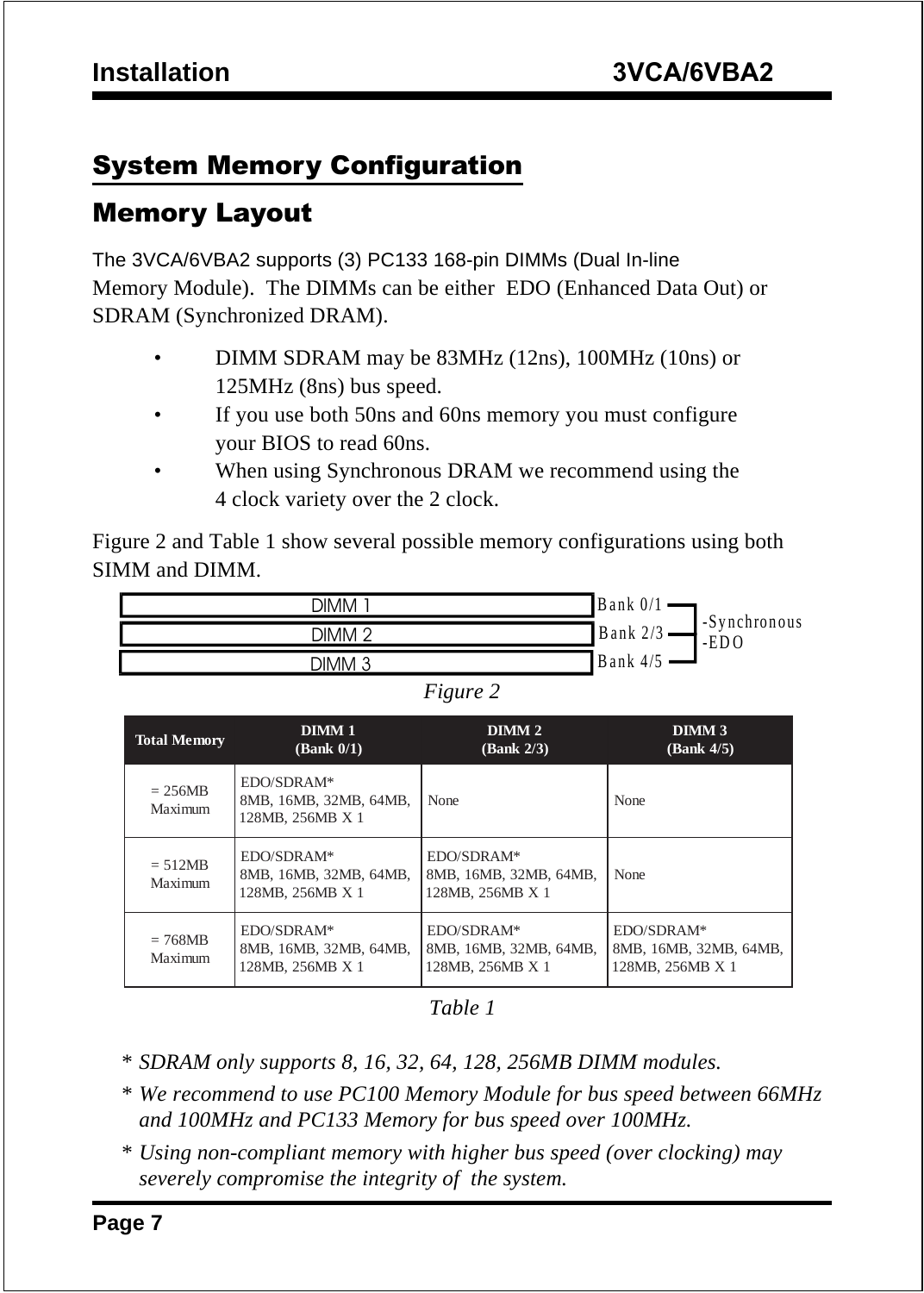## System Memory Configuration

## Memory Layout

The 3VCA/6VBA2 supports (3) PC133 168-pin DIMMs (Dual In-line Memory Module). The DIMMs can be either EDO (Enhanced Data Out) or SDRAM (Synchronized DRAM).

- DIMM SDRAM may be 83MHz (12ns), 100MHz (10ns) or 125MHz (8ns) bus speed.
- If you use both 50ns and 60ns memory you must configure your BIOS to read 60ns.
- When using Synchronous DRAM we recommend using the 4 clock variety over the 2 clock.

Figure 2 and Table 1 show several possible memory configurations using both SIMM and DIMM.

| | | |
|---|---|---|
| DIMM 1 | Bank 0/1 | -Synchronous -EDO |
| DIMM 2 | Bank 2/3 | |
| DIMM 3 | Bank 4/5 | |

*Figure 2*

| Total Memory | DIMM 1 (Bank 0/1) | DIMM 2 (Bank 2/3) | DIMM 3 (Bank 4/5) |
|---|---|---|---|
| = 256MB Maximum | EDO/SDRAM* 8MB, 16MB, 32MB, 64MB, 128MB, 256MB X 1 | None | None |
| = 512MB Maximum | EDO/SDRAM* 8MB, 16MB, 32MB, 64MB, 128MB, 256MB X 1 | EDO/SDRAM* 8MB, 16MB, 32MB, 64MB, 128MB, 256MB X 1 | None |
| = 768MB Maximum | EDO/SDRAM* 8MB, 16MB, 32MB, 64MB, 128MB, 256MB X 1 | EDO/SDRAM* 8MB, 16MB, 32MB, 64MB, 128MB, 256MB X 1 | EDO/SDRAM* 8MB, 16MB, 32MB, 64MB, 128MB, 256MB X 1 |

*Table 1*

\* *SDRAM only supports 8, 16, 32, 64, 128, 256MB DIMM modules.*

\* *We recommend to use PC100 Memory Module for bus speed between 66MHz and 100MHz and PC133 Memory for bus speed over 100MHz.*

\* *Using non-compliant memory with higher bus speed (over clocking) may severely compromise the integrity of the system.*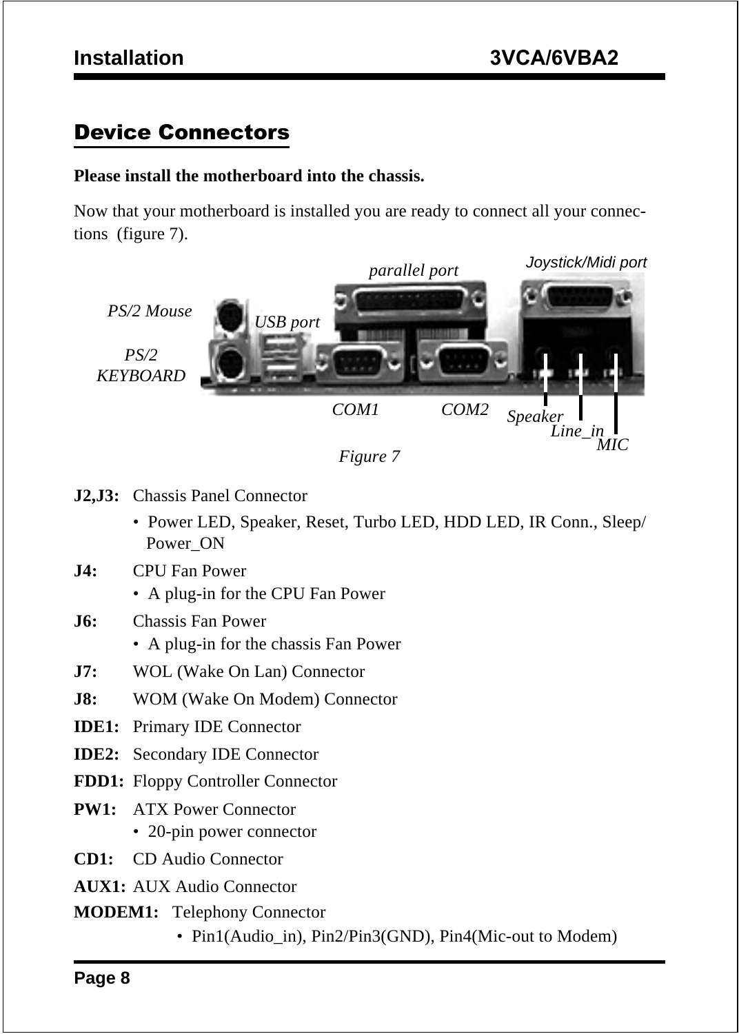## Device Connectors

**Please install the motherboard into the chassis.**

Now that your motherboard is installed you are ready to connect all your connections (figure 7).

*Figure 7*

**J2,J3:** Chassis Panel Connector

- Power LED, Speaker, Reset, Turbo LED, HDD LED, IR Conn., Sleep/Power_ON

**J4:** CPU Fan Power

- A plug-in for the CPU Fan Power

**J6:** Chassis Fan Power

- A plug-in for the chassis Fan Power

**J7:** WOL (Wake On Lan) Connector

**J8:** WOM (Wake On Modem) Connector

**IDE1:** Primary IDE Connector

**IDE2:** Secondary IDE Connector

**FDD1:** Floppy Controller Connector

**PW1:** ATX Power Connector

- 20-pin power connector

**CD1:** CD Audio Connector

**AUX1:** AUX Audio Connector

**MODEM1:** Telephony Connector

- Pin1(Audio_in), Pin2/Pin3(GND), Pin4(Mic-out to Modem)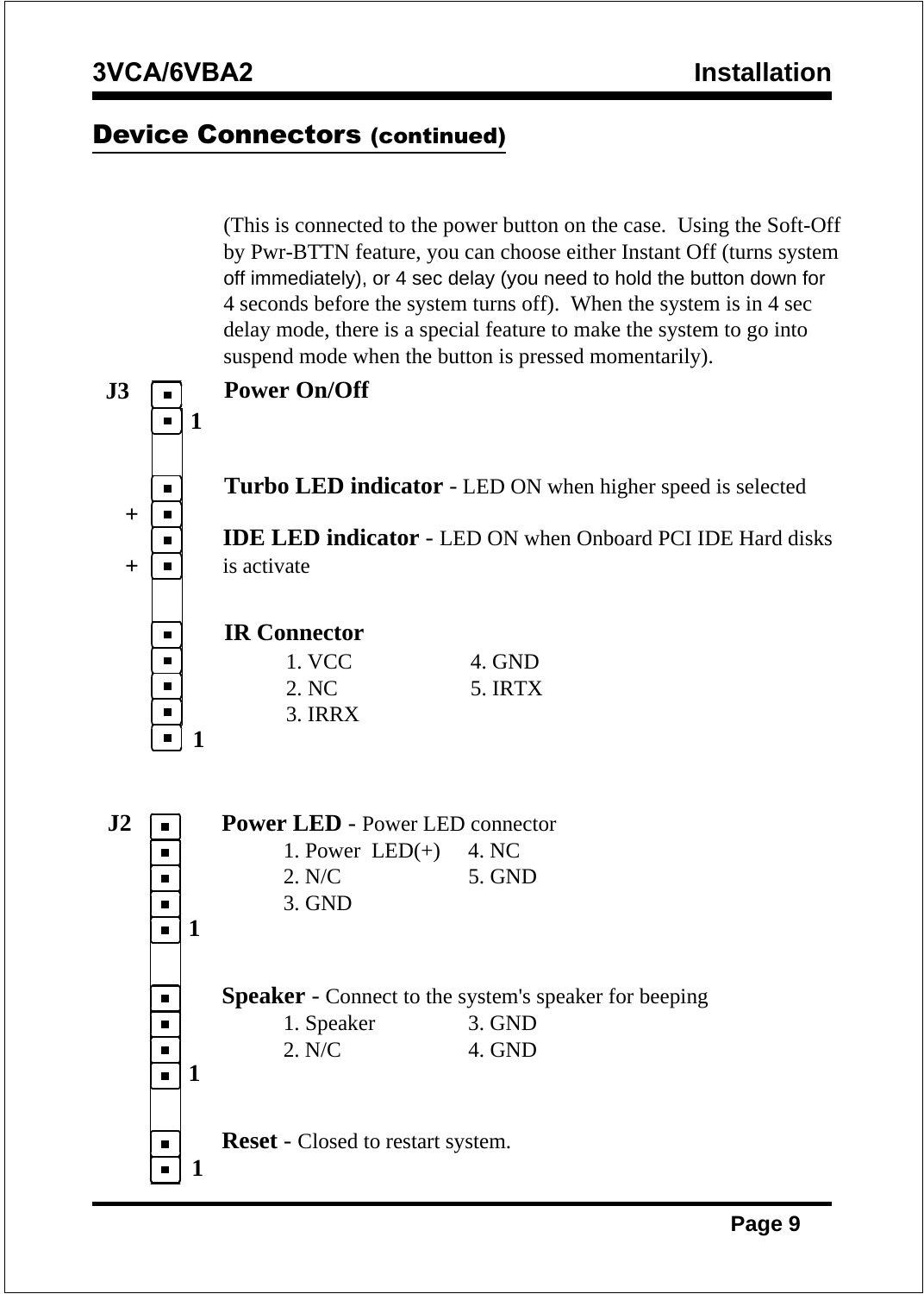## Device Connectors (continued)

(This is connected to the power button on the case. Using the Soft-Off by Pwr-BTTN feature, you can choose either Instant Off (turns system off immediately), or 4 sec delay (you need to hold the button down for 4 seconds before the system turns off). When the system is in 4 sec delay mode, there is a special feature to make the system to go into suspend mode when the button is pressed momentarily).

J3

**Power On/Off**

1

**Turbo LED indicator** - LED ON when higher speed is selected

+

**IDE LED indicator** - LED ON when Onboard PCI IDE Hard disks is activate

+

**IR Connector**

| | |
|---|---|
| 1. VCC | 4. GND |
| 2. NC | 5. IRTX |
| 3. IRRX | |

1

J2

**Power LED** - Power LED connector

| | |
|---|---|
| 1. Power LED(+) | 4. NC |
| 2. N/C | 5. GND |
| 3. GND | |

1

**Speaker** - Connect to the system's speaker for beeping

| | |
|---|---|
| 1. Speaker | 3. GND |
| 2. N/C | 4. GND |

1

**Reset** - Closed to restart system.

1